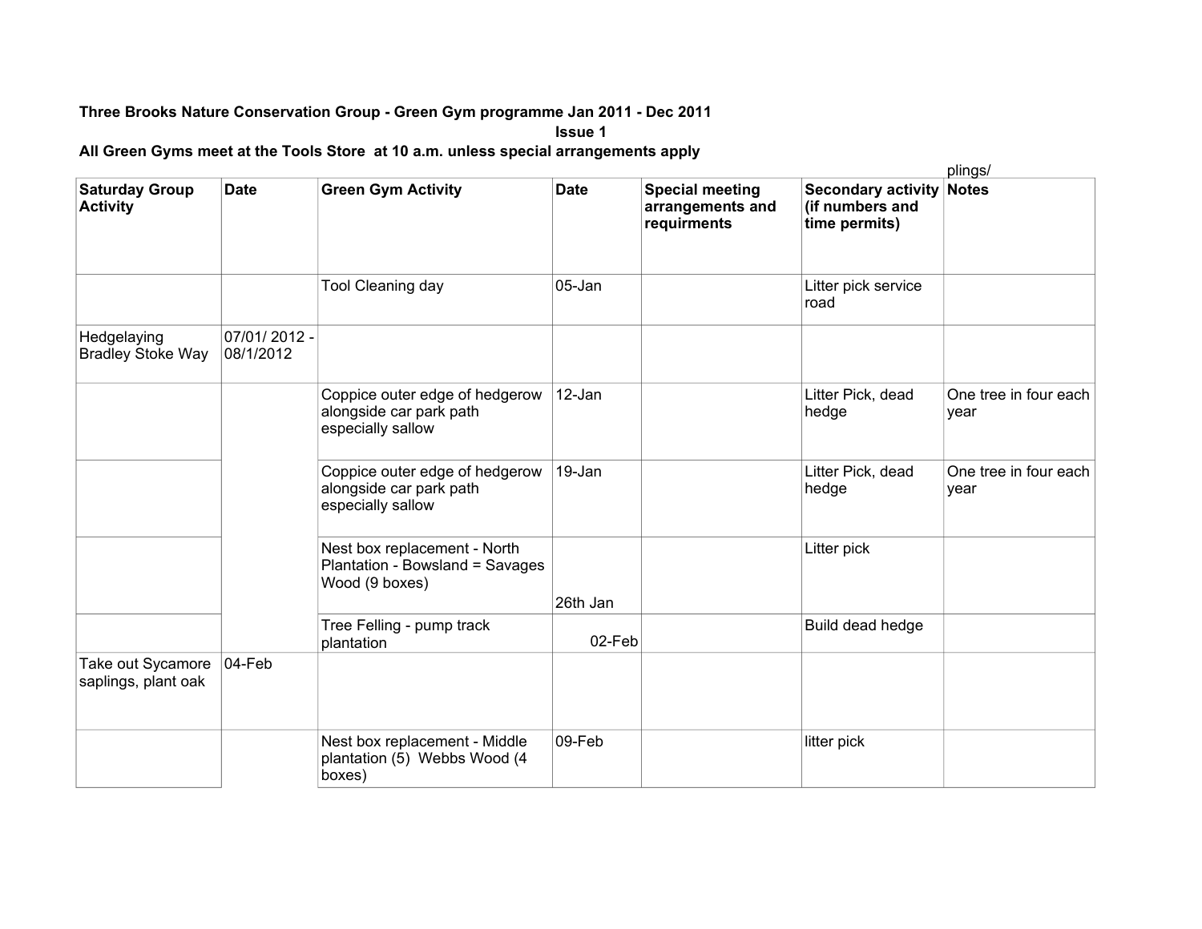**Three Brooks Nature Conservation Group - Green Gym programme Jan 2011 - Dec 2011**

**Issue 1**

**All Green Gyms meet at the Tools Store at 10 a.m. unless special arrangements apply**

plings/

| Saturday Group Activity | Date | Green Gym Activity | Date | Special meeting arrangements and requirments | Secondary activity (if numbers and time permits) | Notes |
|---|---|---|---|---|---|---|
| | | Tool Cleaning day | 05-Jan | | Litter pick service road | |
| Hedgelaying Bradley Stoke Way | 07/01/ 2012 - 08/1/2012 | | | | | |
| | | Coppice outer edge of hedgerow alongside car park path especially sallow | 12-Jan | | Litter Pick, dead hedge | One tree in four each year |
| | | Coppice outer edge of hedgerow alongside car park path especially sallow | 19-Jan | | Litter Pick, dead hedge | One tree in four each year |
| | | Nest box replacement - North Plantation - Bowsland = Savages Wood (9 boxes) | 26th Jan | | Litter pick | |
| | | Tree Felling - pump track plantation | 02-Feb | | Build dead hedge | |
| Take out Sycamore saplings, plant oak | 04-Feb | | | | | |
| | | Nest box replacement - Middle plantation (5) Webbs Wood (4 boxes) | 09-Feb | | litter pick | |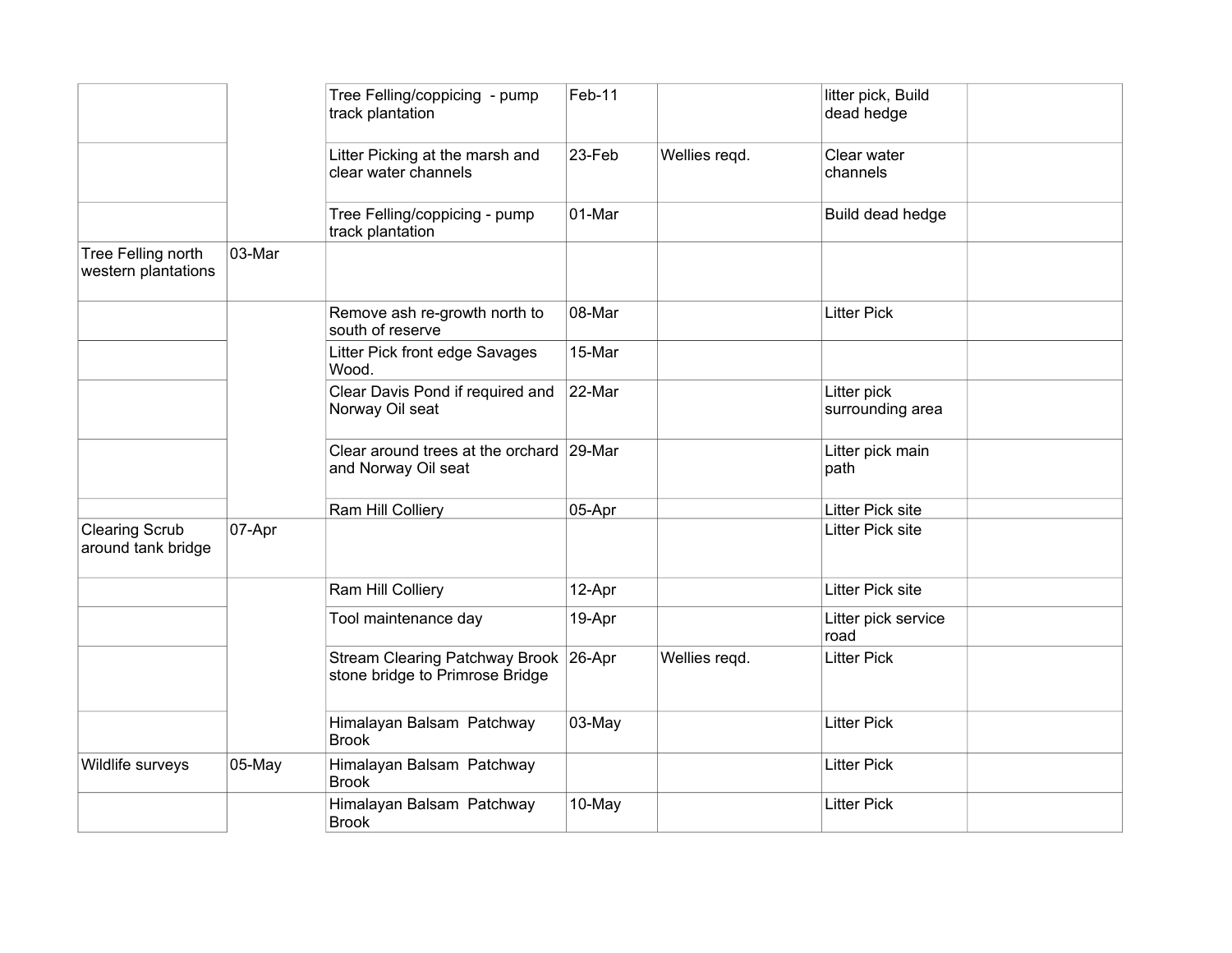| | | | | | | |
|---|---|---|---|---|---|---|
| | | Tree Felling/coppicing - pump track plantation | Feb-11 | | litter pick, Build dead hedge | |
| | | Litter Picking at the marsh and clear water channels | 23-Feb | Wellies reqd. | Clear water channels | |
| | | Tree Felling/coppicing - pump track plantation | 01-Mar | | Build dead hedge | |
| Tree Felling north western plantations | 03-Mar | | | | | |
| | | Remove ash re-growth north to south of reserve | 08-Mar | | Litter Pick | |
| | | Litter Pick front edge Savages Wood. | 15-Mar | | | |
| | | Clear Davis Pond if required and Norway Oil seat | 22-Mar | | Litter pick surrounding area | |
| | | Clear around trees at the orchard and Norway Oil seat | 29-Mar | | Litter pick main path | |
| | | Ram Hill Colliery | 05-Apr | | Litter Pick site | |
| Clearing Scrub around tank bridge | 07-Apr | | | | Litter Pick site | |
| | | Ram Hill Colliery | 12-Apr | | Litter Pick site | |
| | | Tool maintenance day | 19-Apr | | Litter pick service road | |
| | | Stream Clearing Patchway Brook stone bridge to Primrose Bridge | 26-Apr | Wellies reqd. | Litter Pick | |
| | | Himalayan Balsam Patchway Brook | 03-May | | Litter Pick | |
| Wildlife surveys | 05-May | Himalayan Balsam Patchway Brook | | | Litter Pick | |
| | | Himalayan Balsam Patchway Brook | 10-May | | Litter Pick | |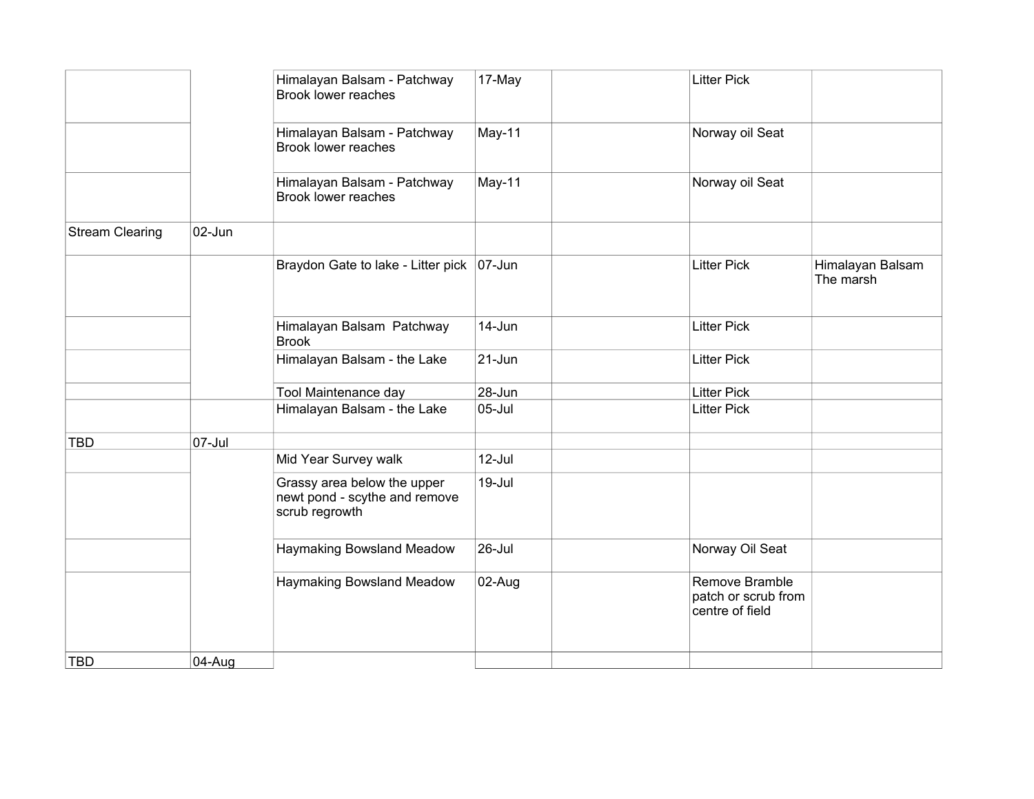| | | | | | | |
|---|---|---|---|---|---|---|
| | | Himalayan Balsam - Patchway Brook lower reaches | 17-May | | Litter Pick | |
| | | Himalayan Balsam - Patchway Brook lower reaches | May-11 | | Norway oil Seat | |
| | | Himalayan Balsam - Patchway Brook lower reaches | May-11 | | Norway oil Seat | |
| Stream Clearing | 02-Jun | | | | | |
| | | Braydon Gate to lake - Litter pick | 07-Jun | | Litter Pick | Himalayan Balsam The marsh |
| | | Himalayan Balsam  Patchway Brook | 14-Jun | | Litter Pick | |
| | | Himalayan Balsam - the Lake | 21-Jun | | Litter Pick | |
| | | Tool Maintenance day | 28-Jun | | Litter Pick | |
| | | Himalayan Balsam - the Lake | 05-Jul | | Litter Pick | |
| TBD | 07-Jul | | | | | |
| | | Mid Year Survey walk | 12-Jul | | | |
| | | Grassy area below the upper newt pond - scythe and remove scrub regrowth | 19-Jul | | | |
| | | Haymaking Bowsland Meadow | 26-Jul | | Norway Oil Seat | |
| | | Haymaking Bowsland Meadow | 02-Aug | | Remove Bramble patch or scrub from centre of field | |
| TBD | 04-Aug | | | | | |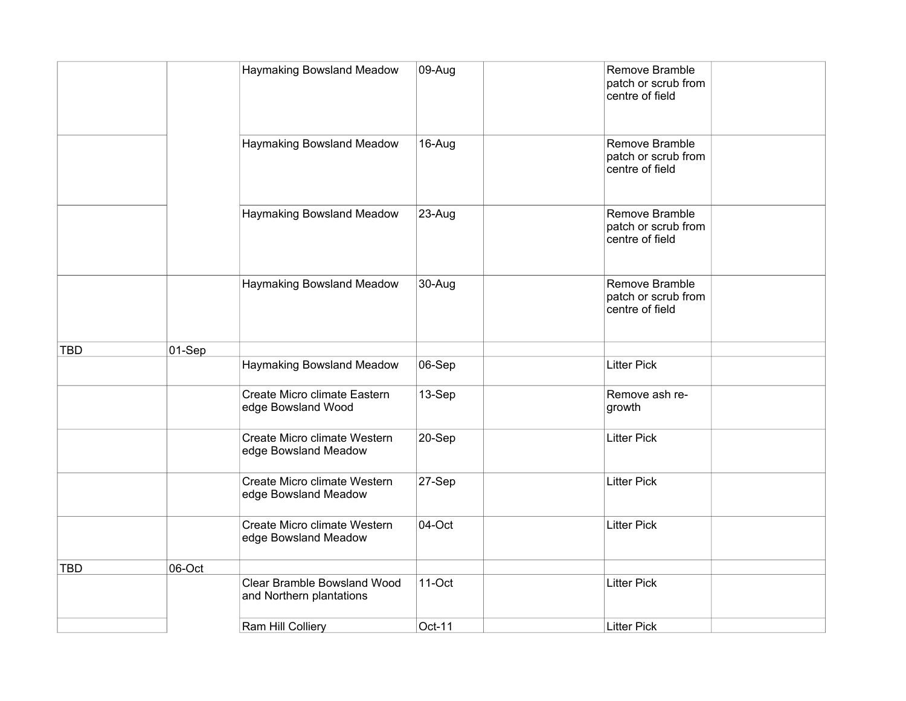| | | | | | | |
|---|---|---|---|---|---|---|
| | | Haymaking Bowsland Meadow | 09-Aug | | Remove Bramble patch or scrub from centre of field | |
| | | Haymaking Bowsland Meadow | 16-Aug | | Remove Bramble patch or scrub from centre of field | |
| | | Haymaking Bowsland Meadow | 23-Aug | | Remove Bramble patch or scrub from centre of field | |
| | | Haymaking Bowsland Meadow | 30-Aug | | Remove Bramble patch or scrub from centre of field | |
| TBD | 01-Sep | | | | | |
| | | Haymaking Bowsland Meadow | 06-Sep | | Litter Pick | |
| | | Create Micro climate Eastern edge Bowsland Wood | 13-Sep | | Remove ash re-growth | |
| | | Create Micro climate Western edge Bowsland Meadow | 20-Sep | | Litter Pick | |
| | | Create Micro climate Western edge Bowsland Meadow | 27-Sep | | Litter Pick | |
| | | Create Micro climate Western edge Bowsland Meadow | 04-Oct | | Litter Pick | |
| TBD | 06-Oct | | | | | |
| | | Clear Bramble Bowsland Wood and Northern plantations | 11-Oct | | Litter Pick | |
| | | Ram Hill Colliery | Oct-11 | | Litter Pick | |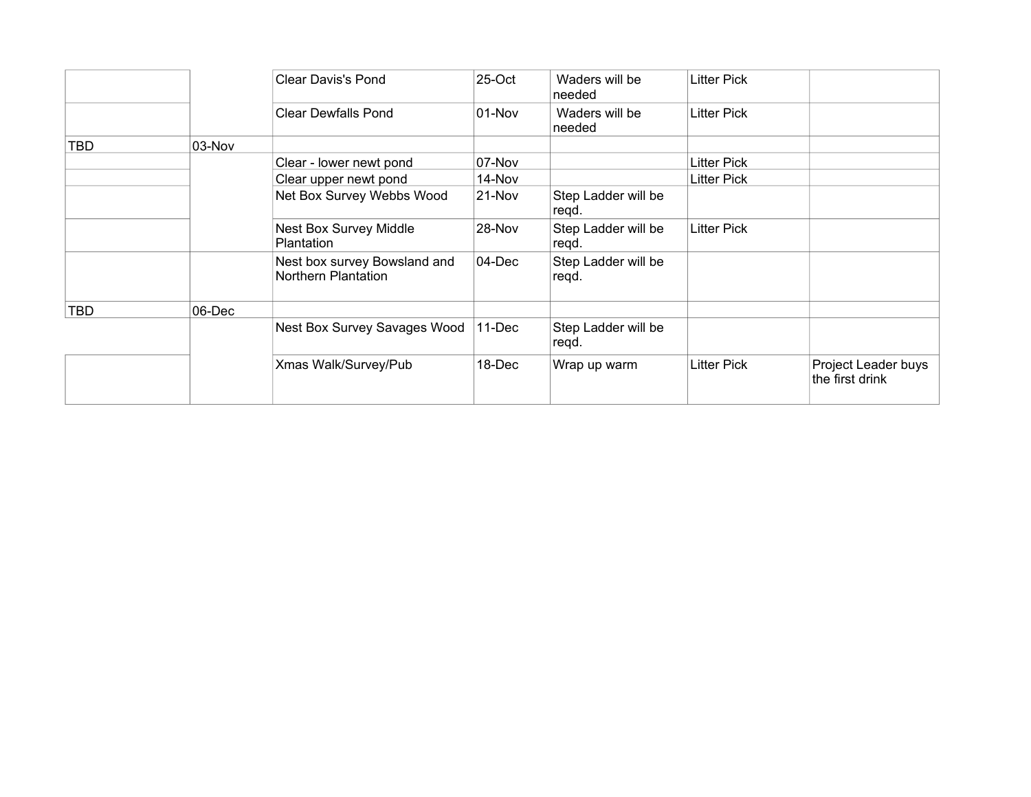| | | | | | | |
|---|---|---|---|---|---|---|
| | | Clear Davis's Pond | 25-Oct | Waders will be needed | Litter Pick | |
| | | Clear Dewfalls Pond | 01-Nov | Waders will be needed | Litter Pick | |
| TBD | 03-Nov | | | | | |
| | | Clear - lower newt pond | 07-Nov | | Litter Pick | |
| | | Clear upper newt pond | 14-Nov | | Litter Pick | |
| | | Net Box Survey Webbs Wood | 21-Nov | Step Ladder will be reqd. | | |
| | | Nest Box Survey Middle Plantation | 28-Nov | Step Ladder will be reqd. | Litter Pick | |
| | | Nest box survey Bowsland and Northern Plantation | 04-Dec | Step Ladder will be reqd. | | |
| TBD | 06-Dec | | | | | |
| | | Nest Box Survey Savages Wood | 11-Dec | Step Ladder will be reqd. | | |
| | | Xmas Walk/Survey/Pub | 18-Dec | Wrap up warm | Litter Pick | Project Leader buys the first drink |